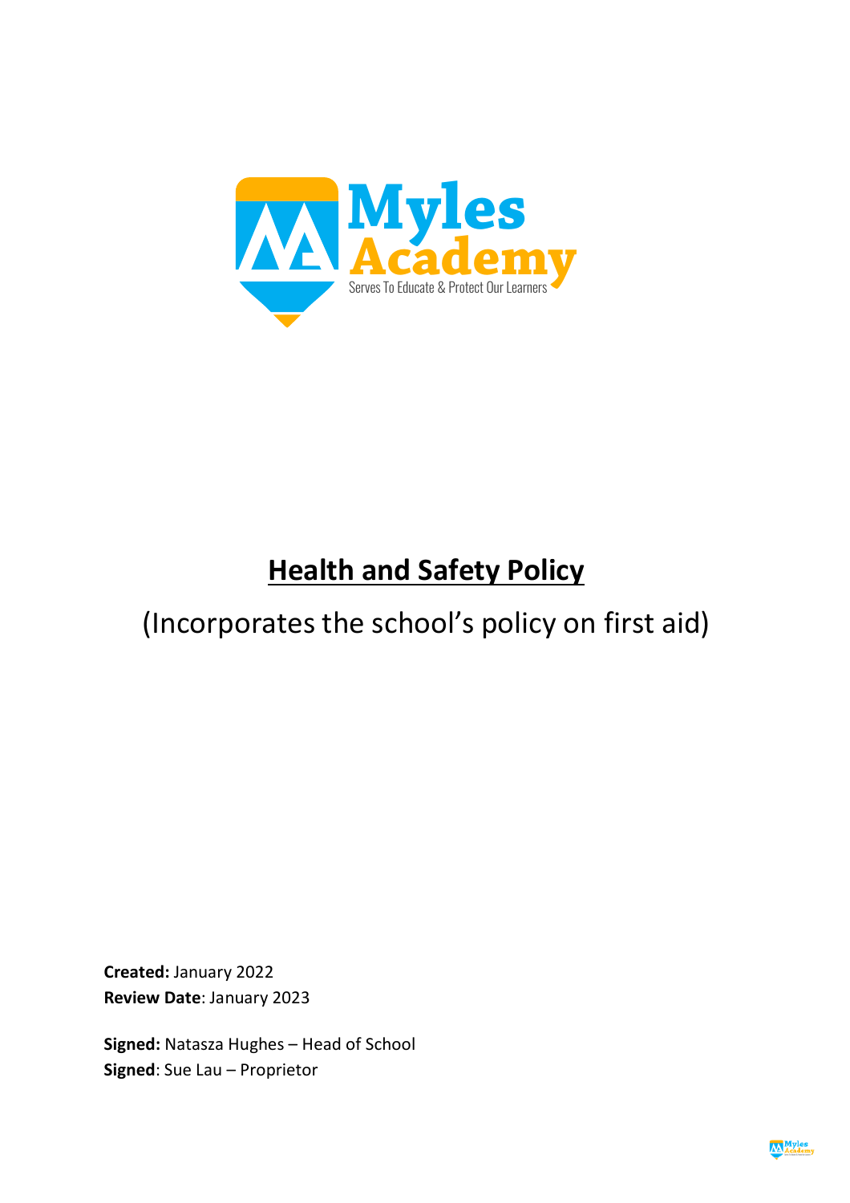Myles Academy

Serves To Educate & Protect Our Learners

# Health and Safety Policy

(Incorporates the school's policy on first aid)

**Created:** January 2022
**Review Date**: January 2023

**Signed:** Natasza Hughes – Head of School
**Signed**: Sue Lau – Proprietor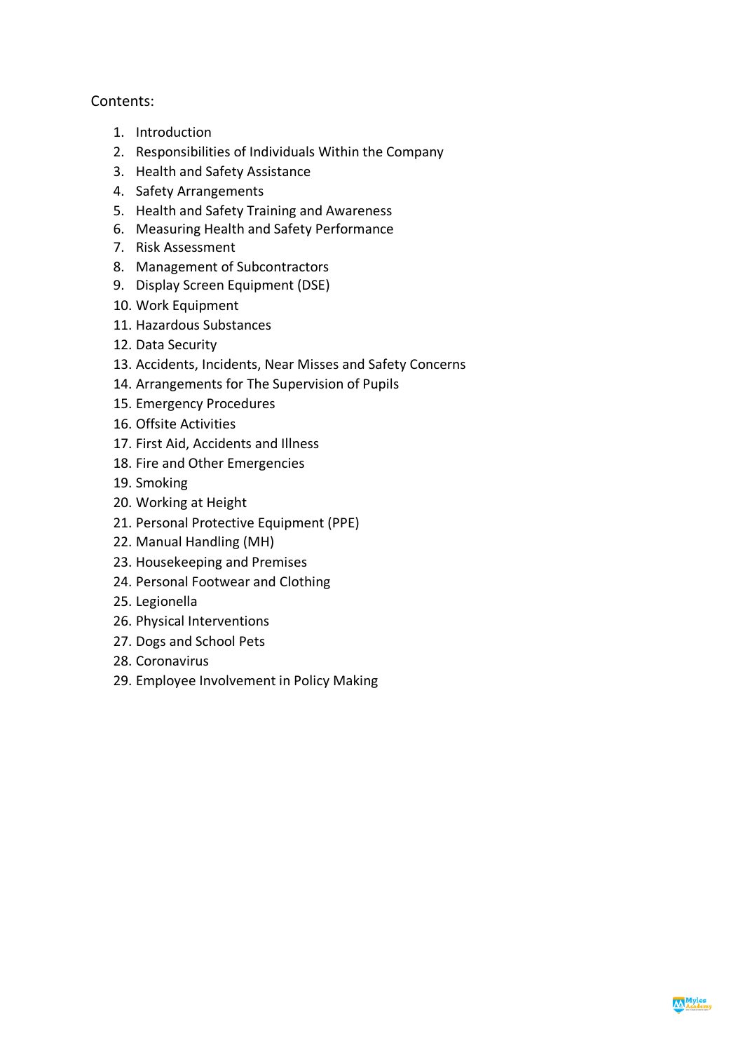Contents:

1. Introduction
2. Responsibilities of Individuals Within the Company
3. Health and Safety Assistance
4. Safety Arrangements
5. Health and Safety Training and Awareness
6. Measuring Health and Safety Performance
7. Risk Assessment
8. Management of Subcontractors
9. Display Screen Equipment (DSE)
10. Work Equipment
11. Hazardous Substances
12. Data Security
13. Accidents, Incidents, Near Misses and Safety Concerns
14. Arrangements for The Supervision of Pupils
15. Emergency Procedures
16. Offsite Activities
17. First Aid, Accidents and Illness
18. Fire and Other Emergencies
19. Smoking
20. Working at Height
21. Personal Protective Equipment (PPE)
22. Manual Handling (MH)
23. Housekeeping and Premises
24. Personal Footwear and Clothing
25. Legionella
26. Physical Interventions
27. Dogs and School Pets
28. Coronavirus
29. Employee Involvement in Policy Making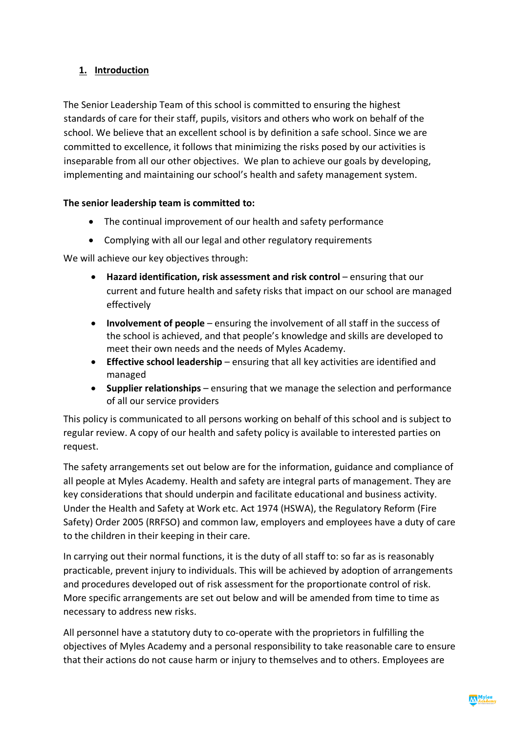## 1. Introduction

The Senior Leadership Team of this school is committed to ensuring the highest standards of care for their staff, pupils, visitors and others who work on behalf of the school. We believe that an excellent school is by definition a safe school. Since we are committed to excellence, it follows that minimizing the risks posed by our activities is inseparable from all our other objectives. We plan to achieve our goals by developing, implementing and maintaining our school's health and safety management system.

**The senior leadership team is committed to:**

- The continual improvement of our health and safety performance
- Complying with all our legal and other regulatory requirements

We will achieve our key objectives through:

- **Hazard identification, risk assessment and risk control** – ensuring that our current and future health and safety risks that impact on our school are managed effectively
- **Involvement of people** – ensuring the involvement of all staff in the success of the school is achieved, and that people's knowledge and skills are developed to meet their own needs and the needs of Myles Academy.
- **Effective school leadership** – ensuring that all key activities are identified and managed
- **Supplier relationships** – ensuring that we manage the selection and performance of all our service providers

This policy is communicated to all persons working on behalf of this school and is subject to regular review. A copy of our health and safety policy is available to interested parties on request.

The safety arrangements set out below are for the information, guidance and compliance of all people at Myles Academy. Health and safety are integral parts of management. They are key considerations that should underpin and facilitate educational and business activity. Under the Health and Safety at Work etc. Act 1974 (HSWA), the Regulatory Reform (Fire Safety) Order 2005 (RRFSO) and common law, employers and employees have a duty of care to the children in their keeping in their care.

In carrying out their normal functions, it is the duty of all staff to: so far as is reasonably practicable, prevent injury to individuals. This will be achieved by adoption of arrangements and procedures developed out of risk assessment for the proportionate control of risk. More specific arrangements are set out below and will be amended from time to time as necessary to address new risks.

All personnel have a statutory duty to co-operate with the proprietors in fulfilling the objectives of Myles Academy and a personal responsibility to take reasonable care to ensure that their actions do not cause harm or injury to themselves and to others. Employees are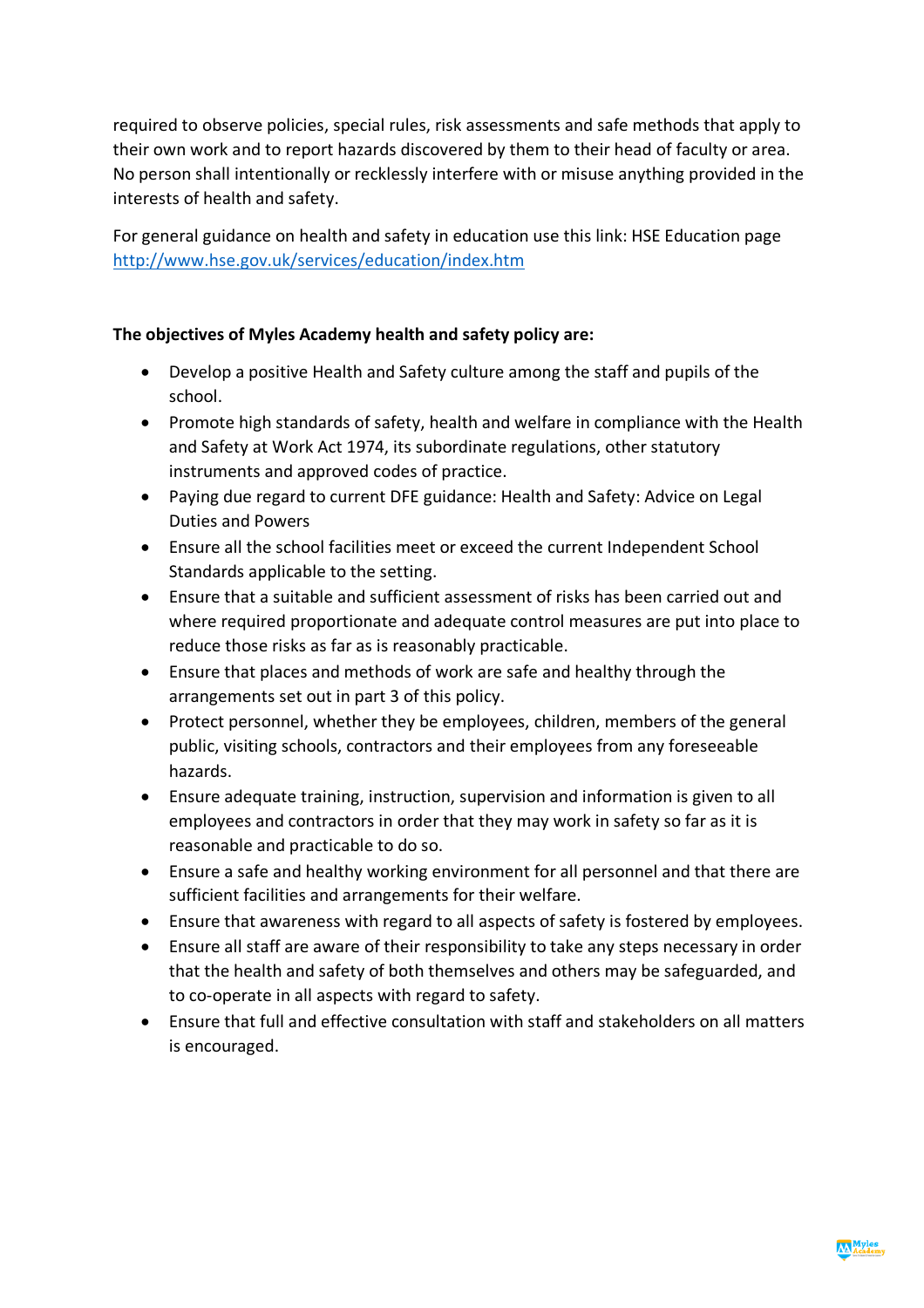required to observe policies, special rules, risk assessments and safe methods that apply to their own work and to report hazards discovered by them to their head of faculty or area. No person shall intentionally or recklessly interfere with or misuse anything provided in the interests of health and safety.

For general guidance on health and safety in education use this link: HSE Education page http://www.hse.gov.uk/services/education/index.htm

**The objectives of Myles Academy health and safety policy are:**

- Develop a positive Health and Safety culture among the staff and pupils of the school.
- Promote high standards of safety, health and welfare in compliance with the Health and Safety at Work Act 1974, its subordinate regulations, other statutory instruments and approved codes of practice.
- Paying due regard to current DFE guidance: Health and Safety: Advice on Legal Duties and Powers
- Ensure all the school facilities meet or exceed the current Independent School Standards applicable to the setting.
- Ensure that a suitable and sufficient assessment of risks has been carried out and where required proportionate and adequate control measures are put into place to reduce those risks as far as is reasonably practicable.
- Ensure that places and methods of work are safe and healthy through the arrangements set out in part 3 of this policy.
- Protect personnel, whether they be employees, children, members of the general public, visiting schools, contractors and their employees from any foreseeable hazards.
- Ensure adequate training, instruction, supervision and information is given to all employees and contractors in order that they may work in safety so far as it is reasonable and practicable to do so.
- Ensure a safe and healthy working environment for all personnel and that there are sufficient facilities and arrangements for their welfare.
- Ensure that awareness with regard to all aspects of safety is fostered by employees.
- Ensure all staff are aware of their responsibility to take any steps necessary in order that the health and safety of both themselves and others may be safeguarded, and to co-operate in all aspects with regard to safety.
- Ensure that full and effective consultation with staff and stakeholders on all matters is encouraged.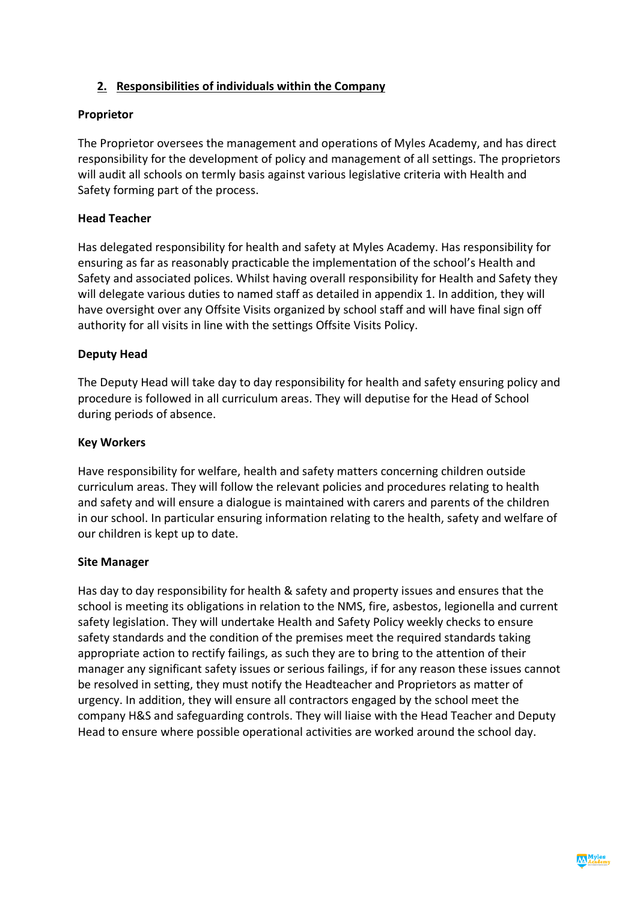## 2. Responsibilities of individuals within the Company

**Proprietor**

The Proprietor oversees the management and operations of Myles Academy, and has direct responsibility for the development of policy and management of all settings. The proprietors will audit all schools on termly basis against various legislative criteria with Health and Safety forming part of the process.

**Head Teacher**

Has delegated responsibility for health and safety at Myles Academy. Has responsibility for ensuring as far as reasonably practicable the implementation of the school's Health and Safety and associated polices. Whilst having overall responsibility for Health and Safety they will delegate various duties to named staff as detailed in appendix 1. In addition, they will have oversight over any Offsite Visits organized by school staff and will have final sign off authority for all visits in line with the settings Offsite Visits Policy.

**Deputy Head**

The Deputy Head will take day to day responsibility for health and safety ensuring policy and procedure is followed in all curriculum areas. They will deputise for the Head of School during periods of absence.

**Key Workers**

Have responsibility for welfare, health and safety matters concerning children outside curriculum areas. They will follow the relevant policies and procedures relating to health and safety and will ensure a dialogue is maintained with carers and parents of the children in our school. In particular ensuring information relating to the health, safety and welfare of our children is kept up to date.

**Site Manager**

Has day to day responsibility for health & safety and property issues and ensures that the school is meeting its obligations in relation to the NMS, fire, asbestos, legionella and current safety legislation. They will undertake Health and Safety Policy weekly checks to ensure safety standards and the condition of the premises meet the required standards taking appropriate action to rectify failings, as such they are to bring to the attention of their manager any significant safety issues or serious failings, if for any reason these issues cannot be resolved in setting, they must notify the Headteacher and Proprietors as matter of urgency. In addition, they will ensure all contractors engaged by the school meet the company H&S and safeguarding controls. They will liaise with the Head Teacher and Deputy Head to ensure where possible operational activities are worked around the school day.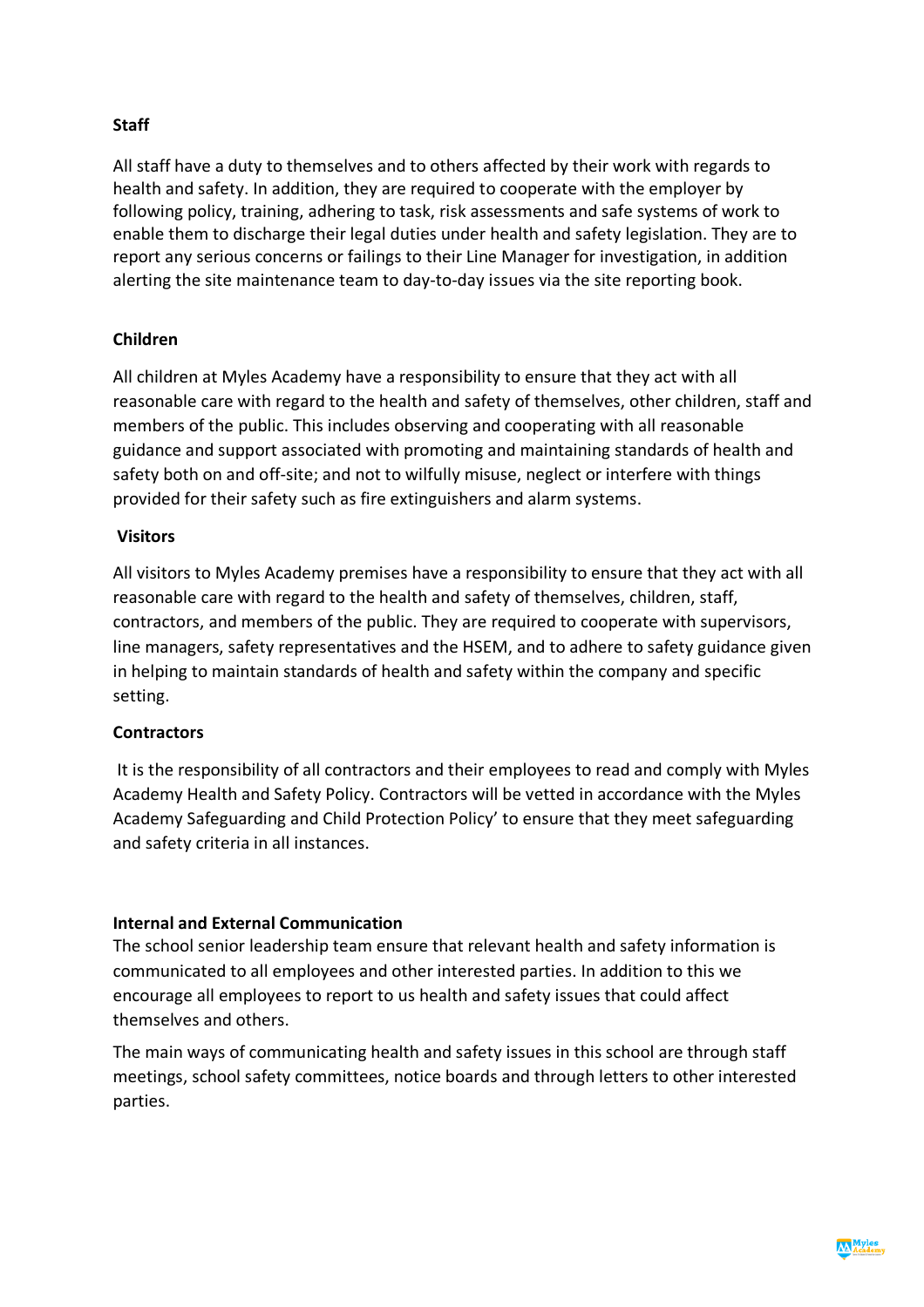**Staff**

All staff have a duty to themselves and to others affected by their work with regards to health and safety. In addition, they are required to cooperate with the employer by following policy, training, adhering to task, risk assessments and safe systems of work to enable them to discharge their legal duties under health and safety legislation. They are to report any serious concerns or failings to their Line Manager for investigation, in addition alerting the site maintenance team to day-to-day issues via the site reporting book.

**Children**

All children at Myles Academy have a responsibility to ensure that they act with all reasonable care with regard to the health and safety of themselves, other children, staff and members of the public. This includes observing and cooperating with all reasonable guidance and support associated with promoting and maintaining standards of health and safety both on and off-site; and not to wilfully misuse, neglect or interfere with things provided for their safety such as fire extinguishers and alarm systems.

**Visitors**

All visitors to Myles Academy premises have a responsibility to ensure that they act with all reasonable care with regard to the health and safety of themselves, children, staff, contractors, and members of the public. They are required to cooperate with supervisors, line managers, safety representatives and the HSEM, and to adhere to safety guidance given in helping to maintain standards of health and safety within the company and specific setting.

**Contractors**

It is the responsibility of all contractors and their employees to read and comply with Myles Academy Health and Safety Policy. Contractors will be vetted in accordance with the Myles Academy Safeguarding and Child Protection Policy' to ensure that they meet safeguarding and safety criteria in all instances.

**Internal and External Communication**

The school senior leadership team ensure that relevant health and safety information is communicated to all employees and other interested parties. In addition to this we encourage all employees to report to us health and safety issues that could affect themselves and others.

The main ways of communicating health and safety issues in this school are through staff meetings, school safety committees, notice boards and through letters to other interested parties.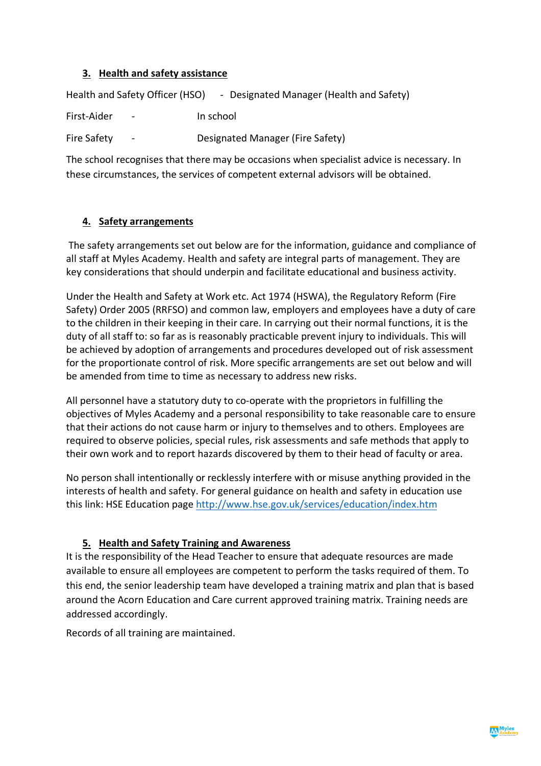## 3. Health and safety assistance

Health and Safety Officer (HSO) - Designated Manager (Health and Safety)

First-Aider - In school

Fire Safety - Designated Manager (Fire Safety)

The school recognises that there may be occasions when specialist advice is necessary. In these circumstances, the services of competent external advisors will be obtained.

## 4. Safety arrangements

The safety arrangements set out below are for the information, guidance and compliance of all staff at Myles Academy. Health and safety are integral parts of management. They are key considerations that should underpin and facilitate educational and business activity.

Under the Health and Safety at Work etc. Act 1974 (HSWA), the Regulatory Reform (Fire Safety) Order 2005 (RRFSO) and common law, employers and employees have a duty of care to the children in their keeping in their care. In carrying out their normal functions, it is the duty of all staff to: so far as is reasonably practicable prevent injury to individuals. This will be achieved by adoption of arrangements and procedures developed out of risk assessment for the proportionate control of risk. More specific arrangements are set out below and will be amended from time to time as necessary to address new risks.

All personnel have a statutory duty to co-operate with the proprietors in fulfilling the objectives of Myles Academy and a personal responsibility to take reasonable care to ensure that their actions do not cause harm or injury to themselves and to others. Employees are required to observe policies, special rules, risk assessments and safe methods that apply to their own work and to report hazards discovered by them to their head of faculty or area.

No person shall intentionally or recklessly interfere with or misuse anything provided in the interests of health and safety. For general guidance on health and safety in education use this link: HSE Education page [http://www.hse.gov.uk/services/education/index.htm](http://www.hse.gov.uk/services/education/index.htm)

## 5. Health and Safety Training and Awareness

It is the responsibility of the Head Teacher to ensure that adequate resources are made available to ensure all employees are competent to perform the tasks required of them. To this end, the senior leadership team have developed a training matrix and plan that is based around the Acorn Education and Care current approved training matrix. Training needs are addressed accordingly.

Records of all training are maintained.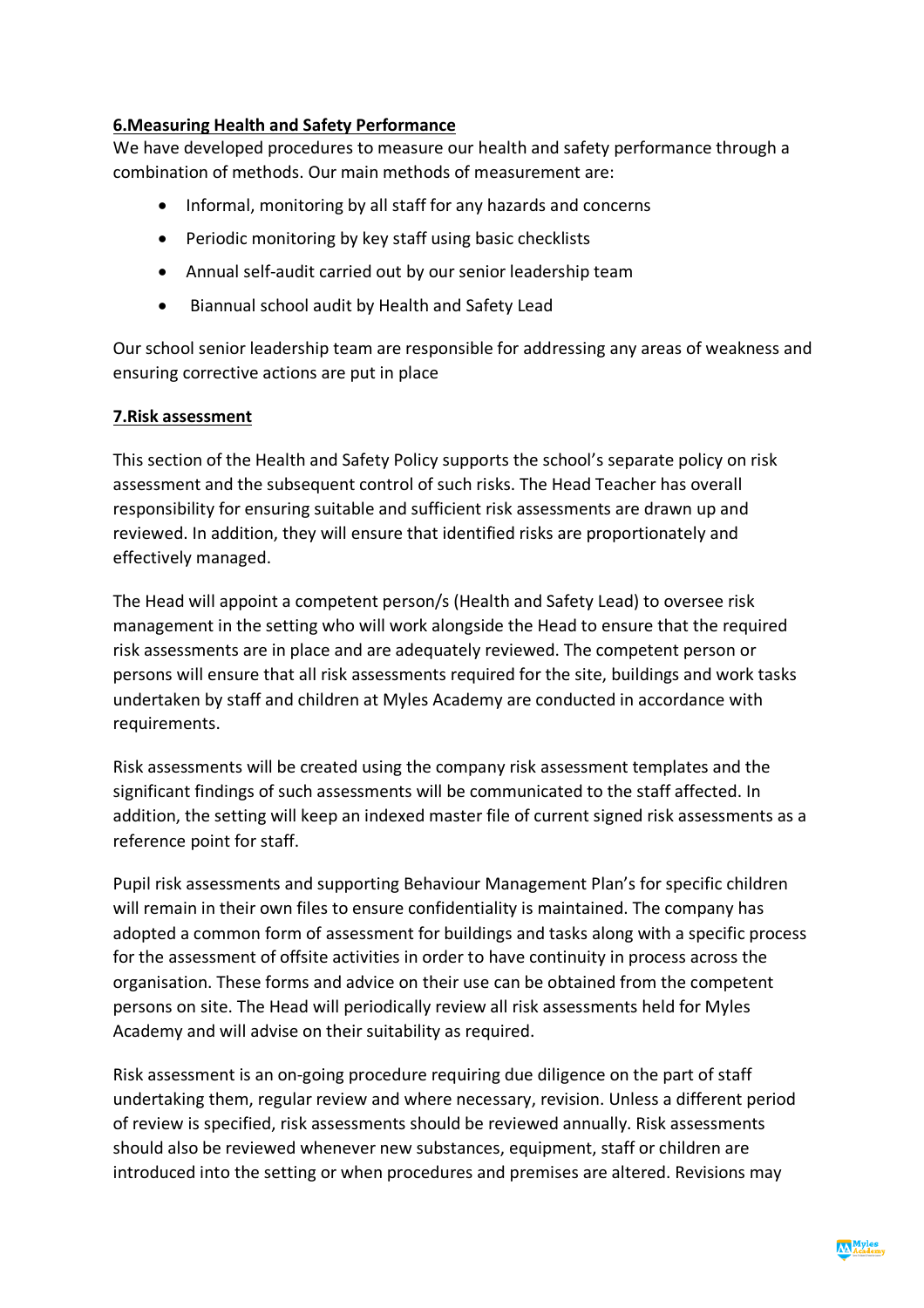## 6.Measuring Health and Safety Performance

We have developed procedures to measure our health and safety performance through a combination of methods. Our main methods of measurement are:

- Informal, monitoring by all staff for any hazards and concerns
- Periodic monitoring by key staff using basic checklists
- Annual self-audit carried out by our senior leadership team
- Biannual school audit by Health and Safety Lead

Our school senior leadership team are responsible for addressing any areas of weakness and ensuring corrective actions are put in place

## 7.Risk assessment

This section of the Health and Safety Policy supports the school's separate policy on risk assessment and the subsequent control of such risks. The Head Teacher has overall responsibility for ensuring suitable and sufficient risk assessments are drawn up and reviewed. In addition, they will ensure that identified risks are proportionately and effectively managed.

The Head will appoint a competent person/s (Health and Safety Lead) to oversee risk management in the setting who will work alongside the Head to ensure that the required risk assessments are in place and are adequately reviewed. The competent person or persons will ensure that all risk assessments required for the site, buildings and work tasks undertaken by staff and children at Myles Academy are conducted in accordance with requirements.

Risk assessments will be created using the company risk assessment templates and the significant findings of such assessments will be communicated to the staff affected. In addition, the setting will keep an indexed master file of current signed risk assessments as a reference point for staff.

Pupil risk assessments and supporting Behaviour Management Plan's for specific children will remain in their own files to ensure confidentiality is maintained. The company has adopted a common form of assessment for buildings and tasks along with a specific process for the assessment of offsite activities in order to have continuity in process across the organisation. These forms and advice on their use can be obtained from the competent persons on site. The Head will periodically review all risk assessments held for Myles Academy and will advise on their suitability as required.

Risk assessment is an on-going procedure requiring due diligence on the part of staff undertaking them, regular review and where necessary, revision. Unless a different period of review is specified, risk assessments should be reviewed annually. Risk assessments should also be reviewed whenever new substances, equipment, staff or children are introduced into the setting or when procedures and premises are altered. Revisions may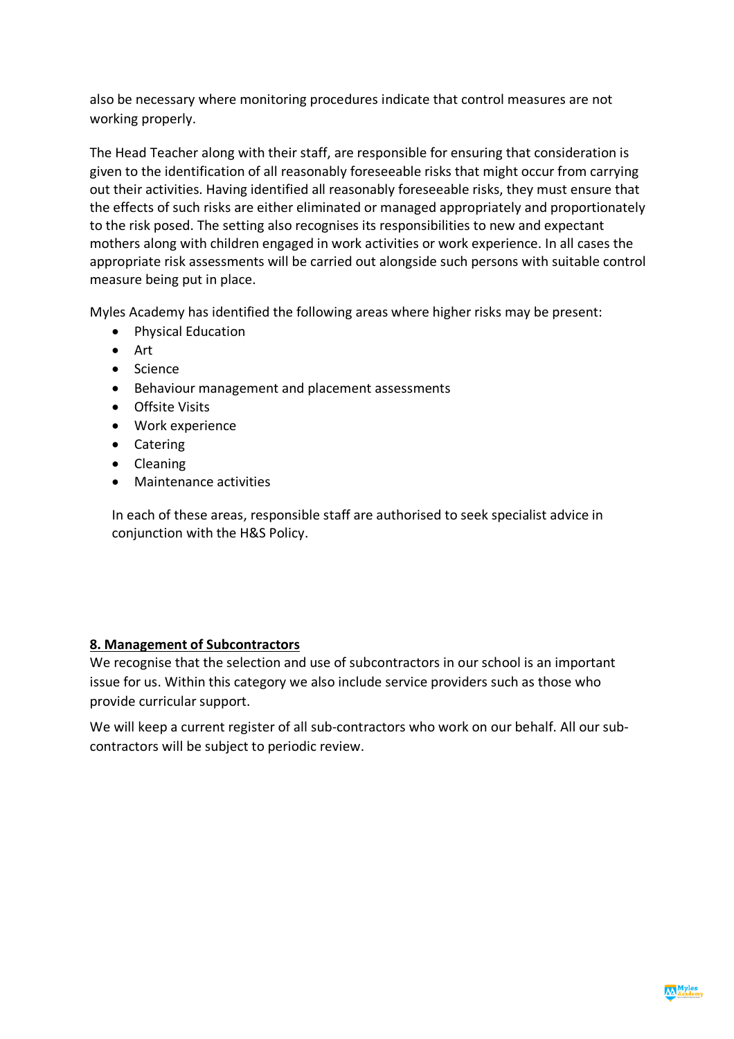also be necessary where monitoring procedures indicate that control measures are not working properly.

The Head Teacher along with their staff, are responsible for ensuring that consideration is given to the identification of all reasonably foreseeable risks that might occur from carrying out their activities. Having identified all reasonably foreseeable risks, they must ensure that the effects of such risks are either eliminated or managed appropriately and proportionately to the risk posed. The setting also recognises its responsibilities to new and expectant mothers along with children engaged in work activities or work experience. In all cases the appropriate risk assessments will be carried out alongside such persons with suitable control measure being put in place.

Myles Academy has identified the following areas where higher risks may be present:

- Physical Education
- Art
- Science
- Behaviour management and placement assessments
- Offsite Visits
- Work experience
- Catering
- Cleaning
- Maintenance activities

In each of these areas, responsible staff are authorised to seek specialist advice in conjunction with the H&S Policy.

## 8. Management of Subcontractors

We recognise that the selection and use of subcontractors in our school is an important issue for us. Within this category we also include service providers such as those who provide curricular support.

We will keep a current register of all sub-contractors who work on our behalf. All our sub-contractors will be subject to periodic review.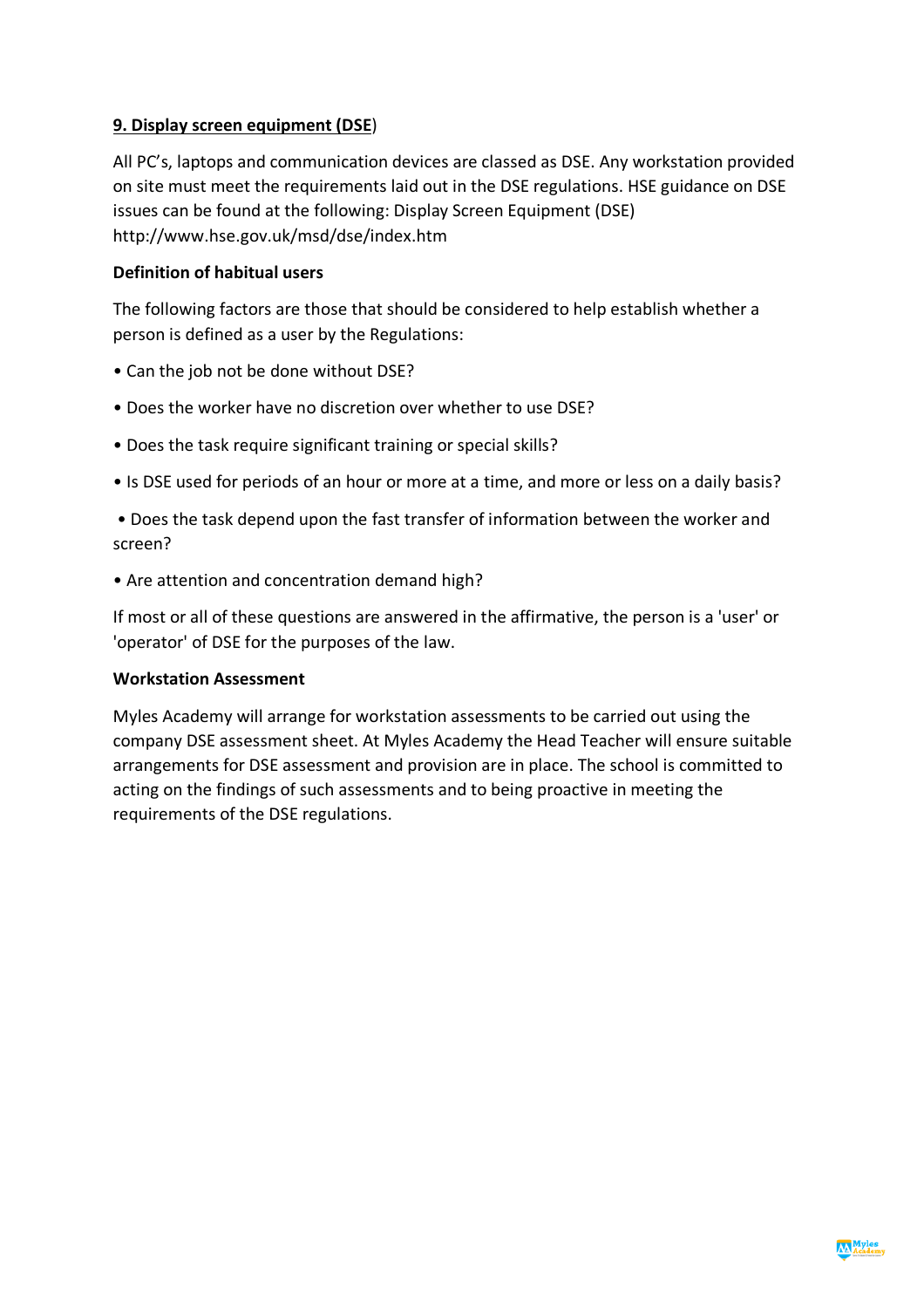## 9. Display screen equipment (DSE)

All PC's, laptops and communication devices are classed as DSE. Any workstation provided on site must meet the requirements laid out in the DSE regulations. HSE guidance on DSE issues can be found at the following: Display Screen Equipment (DSE) http://www.hse.gov.uk/msd/dse/index.htm

**Definition of habitual users**

The following factors are those that should be considered to help establish whether a person is defined as a user by the Regulations:

- Can the job not be done without DSE?
- Does the worker have no discretion over whether to use DSE?
- Does the task require significant training or special skills?
- Is DSE used for periods of an hour or more at a time, and more or less on a daily basis?
- Does the task depend upon the fast transfer of information between the worker and screen?
- Are attention and concentration demand high?

If most or all of these questions are answered in the affirmative, the person is a 'user' or 'operator' of DSE for the purposes of the law.

**Workstation Assessment**

Myles Academy will arrange for workstation assessments to be carried out using the company DSE assessment sheet. At Myles Academy the Head Teacher will ensure suitable arrangements for DSE assessment and provision are in place. The school is committed to acting on the findings of such assessments and to being proactive in meeting the requirements of the DSE regulations.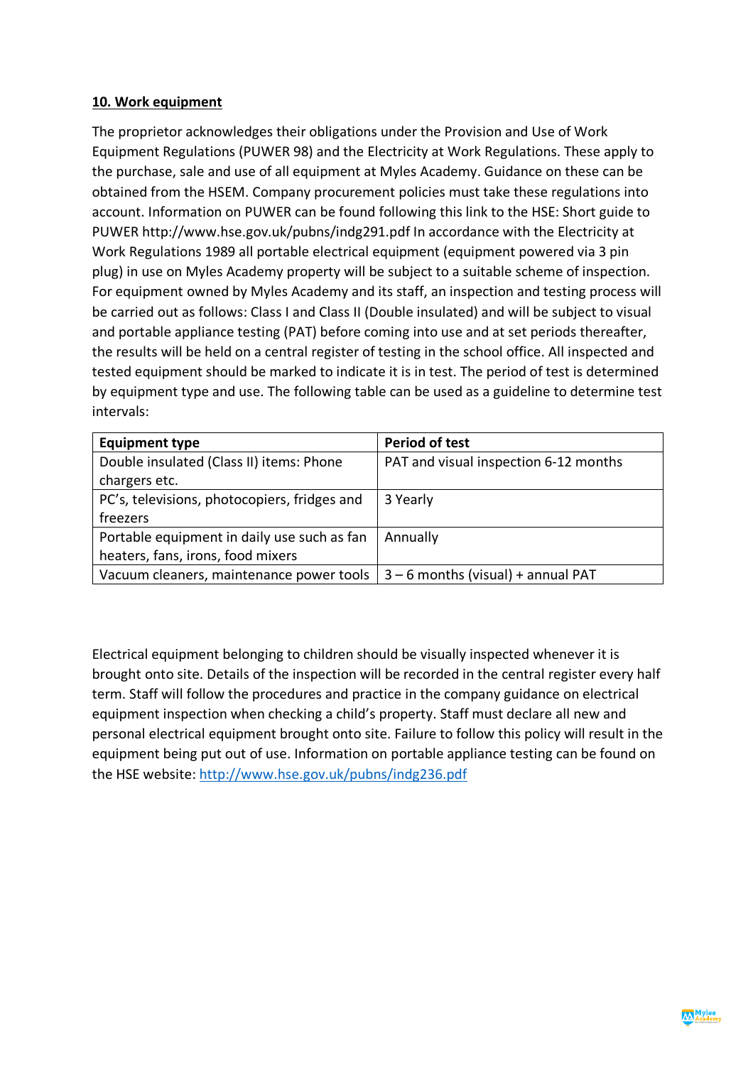**10. Work equipment**

The proprietor acknowledges their obligations under the Provision and Use of Work Equipment Regulations (PUWER 98) and the Electricity at Work Regulations. These apply to the purchase, sale and use of all equipment at Myles Academy. Guidance on these can be obtained from the HSEM. Company procurement policies must take these regulations into account. Information on PUWER can be found following this link to the HSE: Short guide to PUWER http://www.hse.gov.uk/pubns/indg291.pdf In accordance with the Electricity at Work Regulations 1989 all portable electrical equipment (equipment powered via 3 pin plug) in use on Myles Academy property will be subject to a suitable scheme of inspection. For equipment owned by Myles Academy and its staff, an inspection and testing process will be carried out as follows: Class I and Class II (Double insulated) and will be subject to visual and portable appliance testing (PAT) before coming into use and at set periods thereafter, the results will be held on a central register of testing in the school office. All inspected and tested equipment should be marked to indicate it is in test. The period of test is determined by equipment type and use. The following table can be used as a guideline to determine test intervals:

| Equipment type | Period of test |
|---|---|
| Double insulated (Class II) items: Phone chargers etc. | PAT and visual inspection 6-12 months |
| PC's, televisions, photocopiers, fridges and freezers | 3 Yearly |
| Portable equipment in daily use such as fan heaters, fans, irons, food mixers | Annually |
| Vacuum cleaners, maintenance power tools | 3 – 6 months (visual) + annual PAT |

Electrical equipment belonging to children should be visually inspected whenever it is brought onto site. Details of the inspection will be recorded in the central register every half term. Staff will follow the procedures and practice in the company guidance on electrical equipment inspection when checking a child's property. Staff must declare all new and personal electrical equipment brought onto site. Failure to follow this policy will result in the equipment being put out of use. Information on portable appliance testing can be found on the HSE website: http://www.hse.gov.uk/pubns/indg236.pdf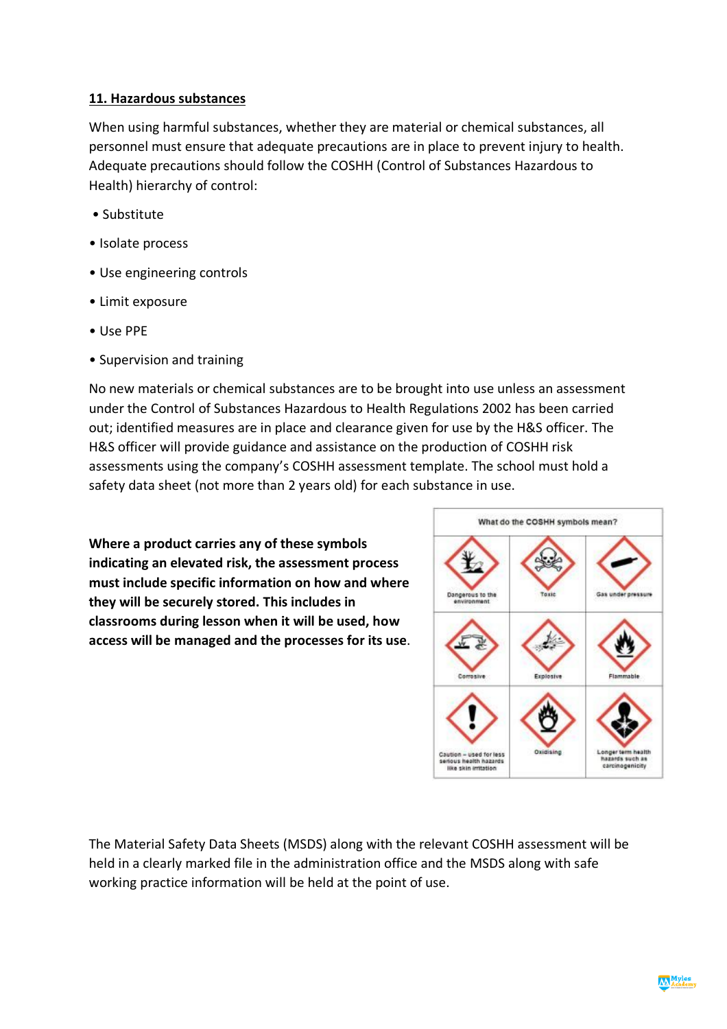## 11. Hazardous substances

When using harmful substances, whether they are material or chemical substances, all personnel must ensure that adequate precautions are in place to prevent injury to health. Adequate precautions should follow the COSHH (Control of Substances Hazardous to Health) hierarchy of control:

- Substitute
- Isolate process
- Use engineering controls
- Limit exposure
- Use PPE
- Supervision and training

No new materials or chemical substances are to be brought into use unless an assessment under the Control of Substances Hazardous to Health Regulations 2002 has been carried out; identified measures are in place and clearance given for use by the H&S officer. The H&S officer will provide guidance and assistance on the production of COSHH risk assessments using the company's COSHH assessment template. The school must hold a safety data sheet (not more than 2 years old) for each substance in use.

**Where a product carries any of these symbols indicating an elevated risk, the assessment process must include specific information on how and where they will be securely stored. This includes in classrooms during lesson when it will be used, how access will be managed and the processes for its use**.

| What do the COSHH symbols mean? | | |
|---|---|---|
| Dangerous to the environment | Toxic | Gas under pressure |
| Corrosive | Explosive | Flammable |
| Caution – used for less serious health hazards like skin irritation | Oxidising | Longer term health hazards such as carcinogenicity |

The Material Safety Data Sheets (MSDS) along with the relevant COSHH assessment will be held in a clearly marked file in the administration office and the MSDS along with safe working practice information will be held at the point of use.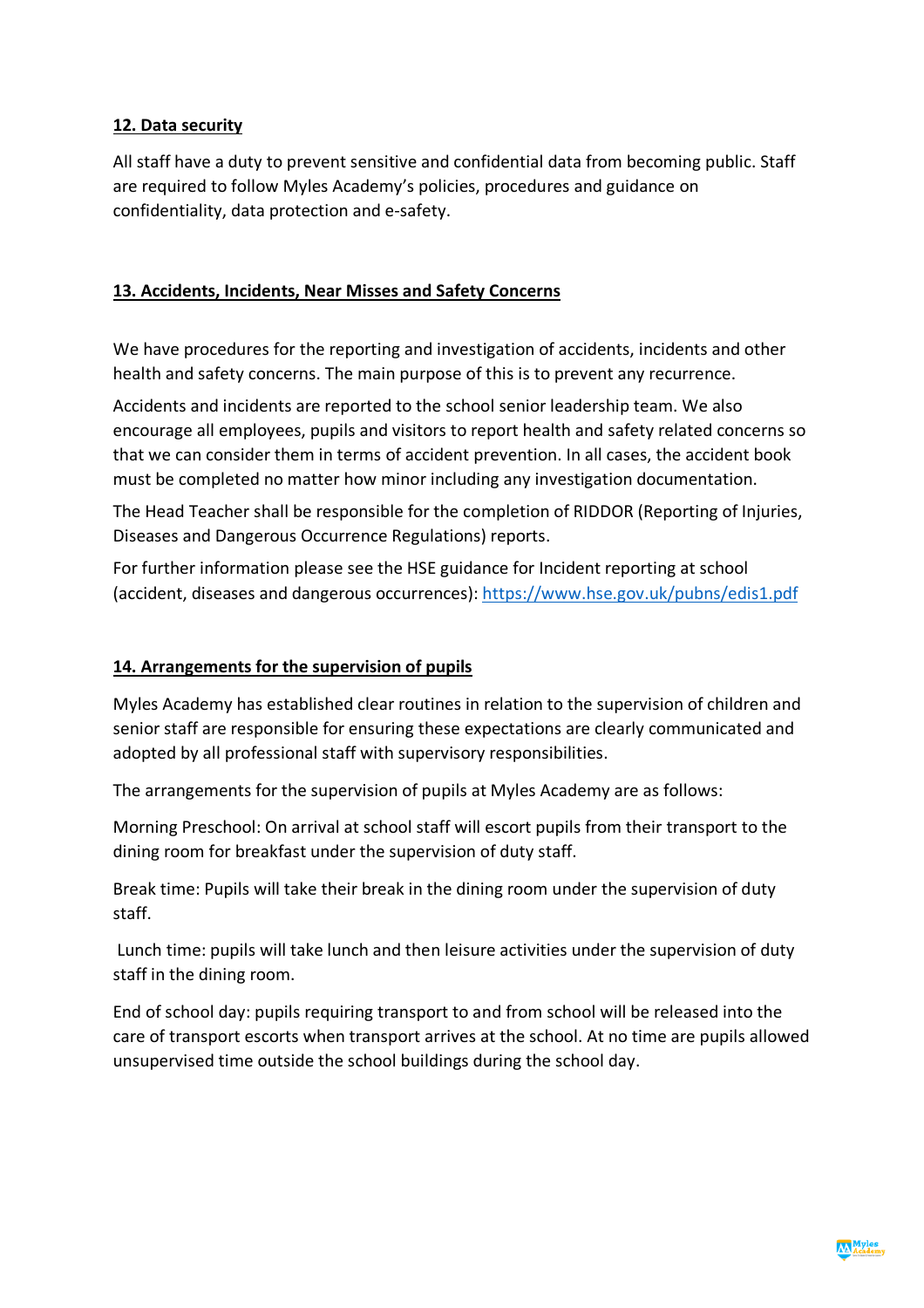## 12. Data security

All staff have a duty to prevent sensitive and confidential data from becoming public. Staff are required to follow Myles Academy's policies, procedures and guidance on confidentiality, data protection and e-safety.

## 13. Accidents, Incidents, Near Misses and Safety Concerns

We have procedures for the reporting and investigation of accidents, incidents and other health and safety concerns. The main purpose of this is to prevent any recurrence.

Accidents and incidents are reported to the school senior leadership team. We also encourage all employees, pupils and visitors to report health and safety related concerns so that we can consider them in terms of accident prevention. In all cases, the accident book must be completed no matter how minor including any investigation documentation.

The Head Teacher shall be responsible for the completion of RIDDOR (Reporting of Injuries, Diseases and Dangerous Occurrence Regulations) reports.

For further information please see the HSE guidance for Incident reporting at school (accident, diseases and dangerous occurrences): [https://www.hse.gov.uk/pubns/edis1.pdf](https://www.hse.gov.uk/pubns/edis1.pdf)

## 14. Arrangements for the supervision of pupils

Myles Academy has established clear routines in relation to the supervision of children and senior staff are responsible for ensuring these expectations are clearly communicated and adopted by all professional staff with supervisory responsibilities.

The arrangements for the supervision of pupils at Myles Academy are as follows:

Morning Preschool: On arrival at school staff will escort pupils from their transport to the dining room for breakfast under the supervision of duty staff.

Break time: Pupils will take their break in the dining room under the supervision of duty staff.

Lunch time: pupils will take lunch and then leisure activities under the supervision of duty staff in the dining room.

End of school day: pupils requiring transport to and from school will be released into the care of transport escorts when transport arrives at the school. At no time are pupils allowed unsupervised time outside the school buildings during the school day.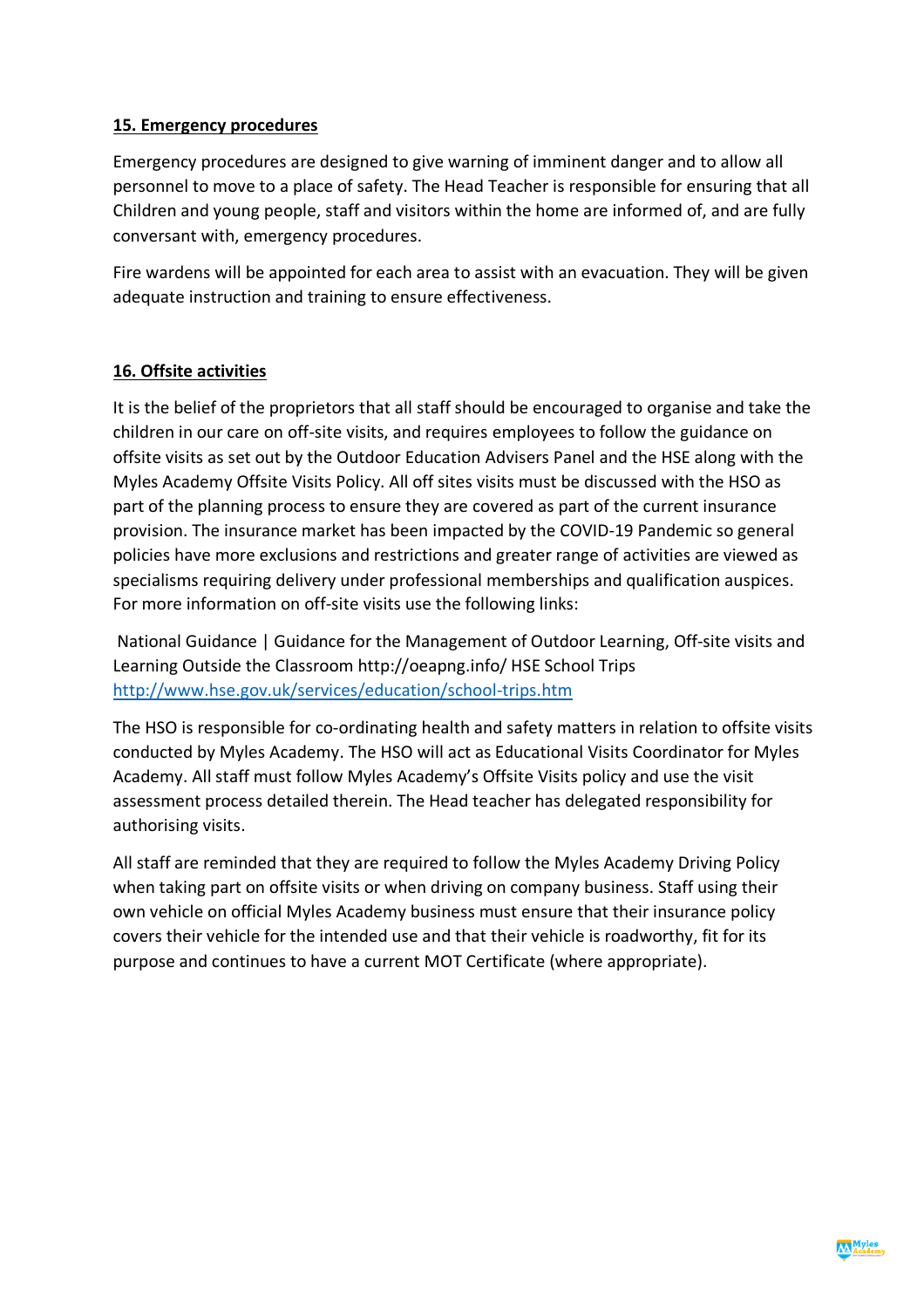## 15. Emergency procedures

Emergency procedures are designed to give warning of imminent danger and to allow all personnel to move to a place of safety. The Head Teacher is responsible for ensuring that all Children and young people, staff and visitors within the home are informed of, and are fully conversant with, emergency procedures.

Fire wardens will be appointed for each area to assist with an evacuation. They will be given adequate instruction and training to ensure effectiveness.

## 16. Offsite activities

It is the belief of the proprietors that all staff should be encouraged to organise and take the children in our care on off-site visits, and requires employees to follow the guidance on offsite visits as set out by the Outdoor Education Advisers Panel and the HSE along with the Myles Academy Offsite Visits Policy. All off sites visits must be discussed with the HSO as part of the planning process to ensure they are covered as part of the current insurance provision. The insurance market has been impacted by the COVID-19 Pandemic so general policies have more exclusions and restrictions and greater range of activities are viewed as specialisms requiring delivery under professional memberships and qualification auspices. For more information on off-site visits use the following links:

National Guidance | Guidance for the Management of Outdoor Learning, Off-site visits and Learning Outside the Classroom http://oeapng.info/ HSE School Trips [http://www.hse.gov.uk/services/education/school-trips.htm](http://www.hse.gov.uk/services/education/school-trips.htm)

The HSO is responsible for co-ordinating health and safety matters in relation to offsite visits conducted by Myles Academy. The HSO will act as Educational Visits Coordinator for Myles Academy. All staff must follow Myles Academy's Offsite Visits policy and use the visit assessment process detailed therein. The Head teacher has delegated responsibility for authorising visits.

All staff are reminded that they are required to follow the Myles Academy Driving Policy when taking part on offsite visits or when driving on company business. Staff using their own vehicle on official Myles Academy business must ensure that their insurance policy covers their vehicle for the intended use and that their vehicle is roadworthy, fit for its purpose and continues to have a current MOT Certificate (where appropriate).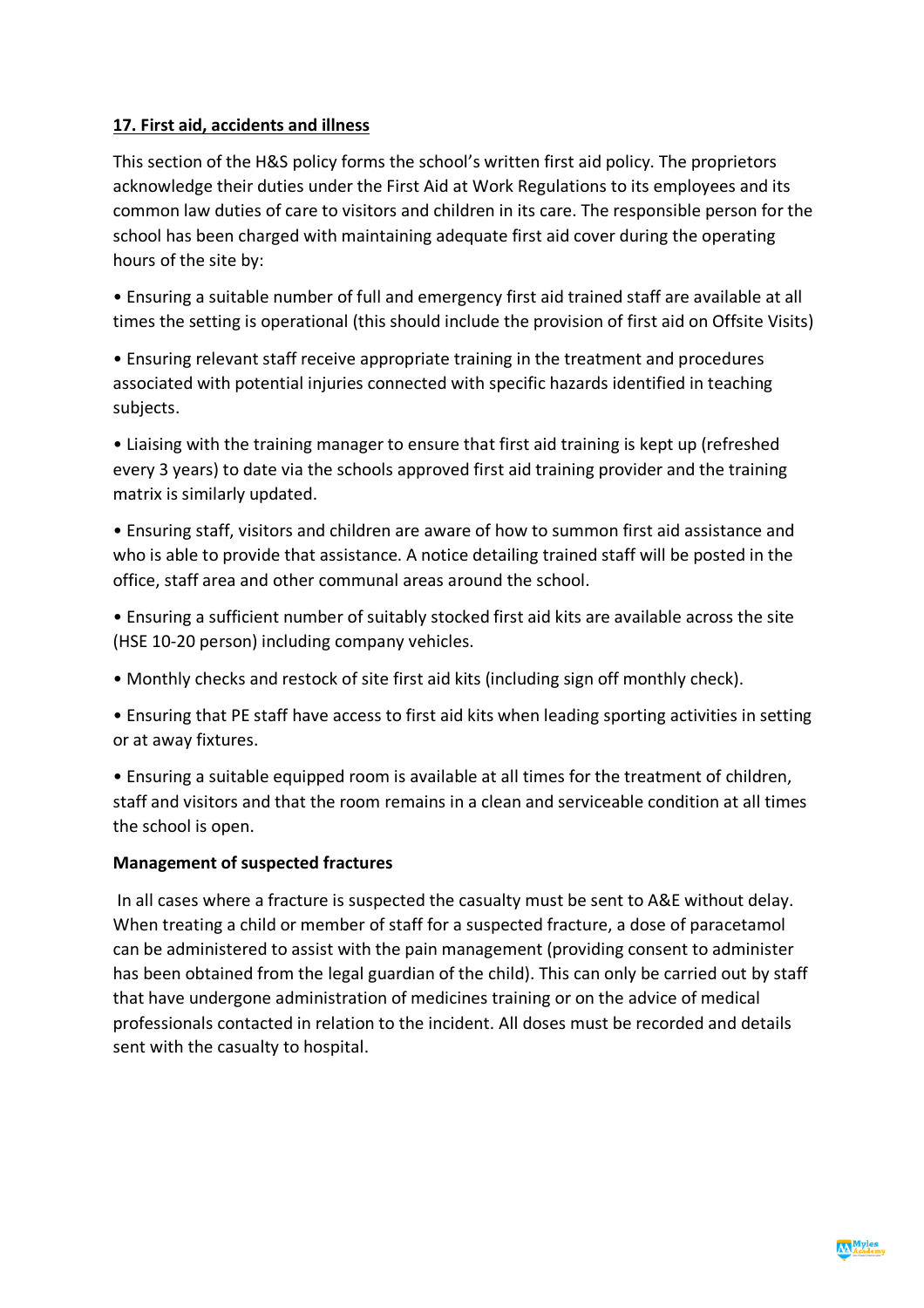**17. First aid, accidents and illness**

This section of the H&S policy forms the school's written first aid policy. The proprietors acknowledge their duties under the First Aid at Work Regulations to its employees and its common law duties of care to visitors and children in its care. The responsible person for the school has been charged with maintaining adequate first aid cover during the operating hours of the site by:

- Ensuring a suitable number of full and emergency first aid trained staff are available at all times the setting is operational (this should include the provision of first aid on Offsite Visits)
- Ensuring relevant staff receive appropriate training in the treatment and procedures associated with potential injuries connected with specific hazards identified in teaching subjects.
- Liaising with the training manager to ensure that first aid training is kept up (refreshed every 3 years) to date via the schools approved first aid training provider and the training matrix is similarly updated.
- Ensuring staff, visitors and children are aware of how to summon first aid assistance and who is able to provide that assistance. A notice detailing trained staff will be posted in the office, staff area and other communal areas around the school.
- Ensuring a sufficient number of suitably stocked first aid kits are available across the site (HSE 10-20 person) including company vehicles.
- Monthly checks and restock of site first aid kits (including sign off monthly check).
- Ensuring that PE staff have access to first aid kits when leading sporting activities in setting or at away fixtures.
- Ensuring a suitable equipped room is available at all times for the treatment of children, staff and visitors and that the room remains in a clean and serviceable condition at all times the school is open.

**Management of suspected fractures**

In all cases where a fracture is suspected the casualty must be sent to A&E without delay. When treating a child or member of staff for a suspected fracture, a dose of paracetamol can be administered to assist with the pain management (providing consent to administer has been obtained from the legal guardian of the child). This can only be carried out by staff that have undergone administration of medicines training or on the advice of medical professionals contacted in relation to the incident. All doses must be recorded and details sent with the casualty to hospital.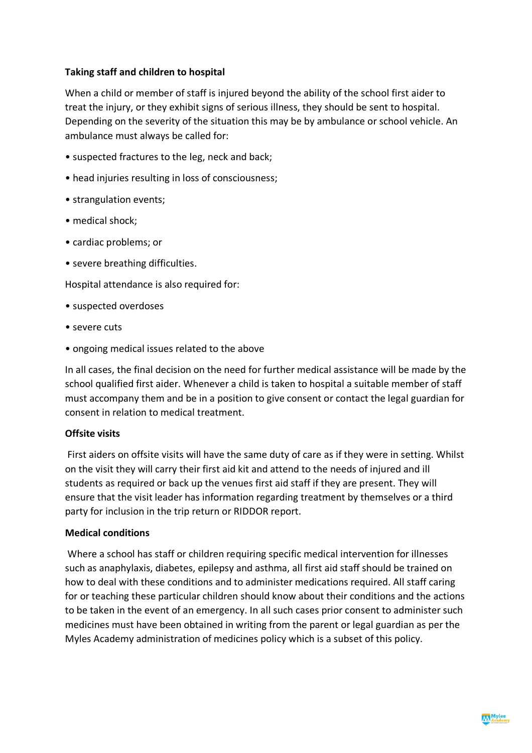**Taking staff and children to hospital**

When a child or member of staff is injured beyond the ability of the school first aider to treat the injury, or they exhibit signs of serious illness, they should be sent to hospital. Depending on the severity of the situation this may be by ambulance or school vehicle. An ambulance must always be called for:

- suspected fractures to the leg, neck and back;
- head injuries resulting in loss of consciousness;
- strangulation events;
- medical shock;
- cardiac problems; or
- severe breathing difficulties.

Hospital attendance is also required for:

- suspected overdoses
- severe cuts
- ongoing medical issues related to the above

In all cases, the final decision on the need for further medical assistance will be made by the school qualified first aider. Whenever a child is taken to hospital a suitable member of staff must accompany them and be in a position to give consent or contact the legal guardian for consent in relation to medical treatment.

**Offsite visits**

First aiders on offsite visits will have the same duty of care as if they were in setting. Whilst on the visit they will carry their first aid kit and attend to the needs of injured and ill students as required or back up the venues first aid staff if they are present. They will ensure that the visit leader has information regarding treatment by themselves or a third party for inclusion in the trip return or RIDDOR report.

**Medical conditions**

Where a school has staff or children requiring specific medical intervention for illnesses such as anaphylaxis, diabetes, epilepsy and asthma, all first aid staff should be trained on how to deal with these conditions and to administer medications required. All staff caring for or teaching these particular children should know about their conditions and the actions to be taken in the event of an emergency. In all such cases prior consent to administer such medicines must have been obtained in writing from the parent or legal guardian as per the Myles Academy administration of medicines policy which is a subset of this policy.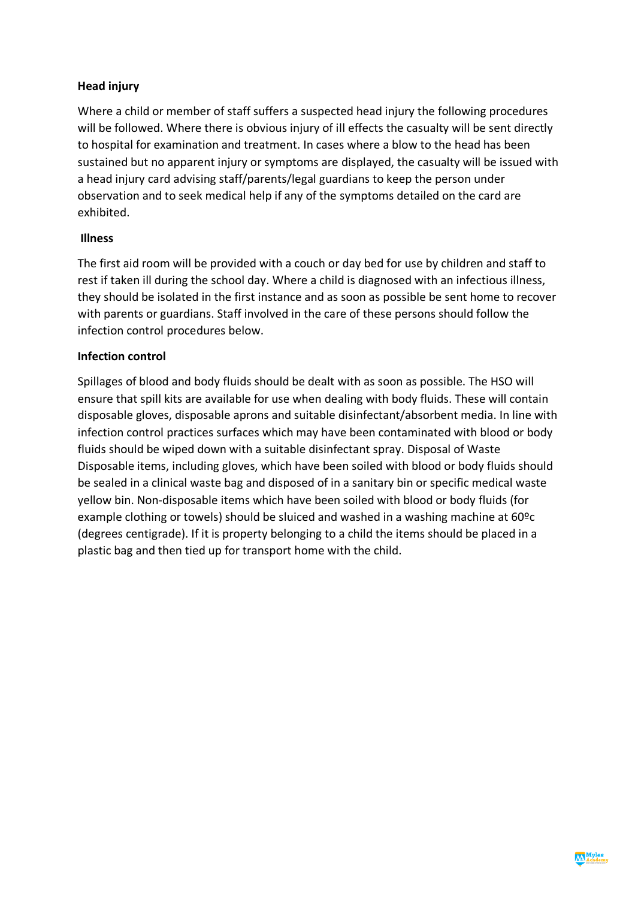**Head injury**

Where a child or member of staff suffers a suspected head injury the following procedures will be followed. Where there is obvious injury of ill effects the casualty will be sent directly to hospital for examination and treatment. In cases where a blow to the head has been sustained but no apparent injury or symptoms are displayed, the casualty will be issued with a head injury card advising staff/parents/legal guardians to keep the person under observation and to seek medical help if any of the symptoms detailed on the card are exhibited.

**Illness**

The first aid room will be provided with a couch or day bed for use by children and staff to rest if taken ill during the school day. Where a child is diagnosed with an infectious illness, they should be isolated in the first instance and as soon as possible be sent home to recover with parents or guardians. Staff involved in the care of these persons should follow the infection control procedures below.

**Infection control**

Spillages of blood and body fluids should be dealt with as soon as possible. The HSO will ensure that spill kits are available for use when dealing with body fluids. These will contain disposable gloves, disposable aprons and suitable disinfectant/absorbent media. In line with infection control practices surfaces which may have been contaminated with blood or body fluids should be wiped down with a suitable disinfectant spray. Disposal of Waste Disposable items, including gloves, which have been soiled with blood or body fluids should be sealed in a clinical waste bag and disposed of in a sanitary bin or specific medical waste yellow bin. Non-disposable items which have been soiled with blood or body fluids (for example clothing or towels) should be sluiced and washed in a washing machine at 60ºc (degrees centigrade). If it is property belonging to a child the items should be placed in a plastic bag and then tied up for transport home with the child.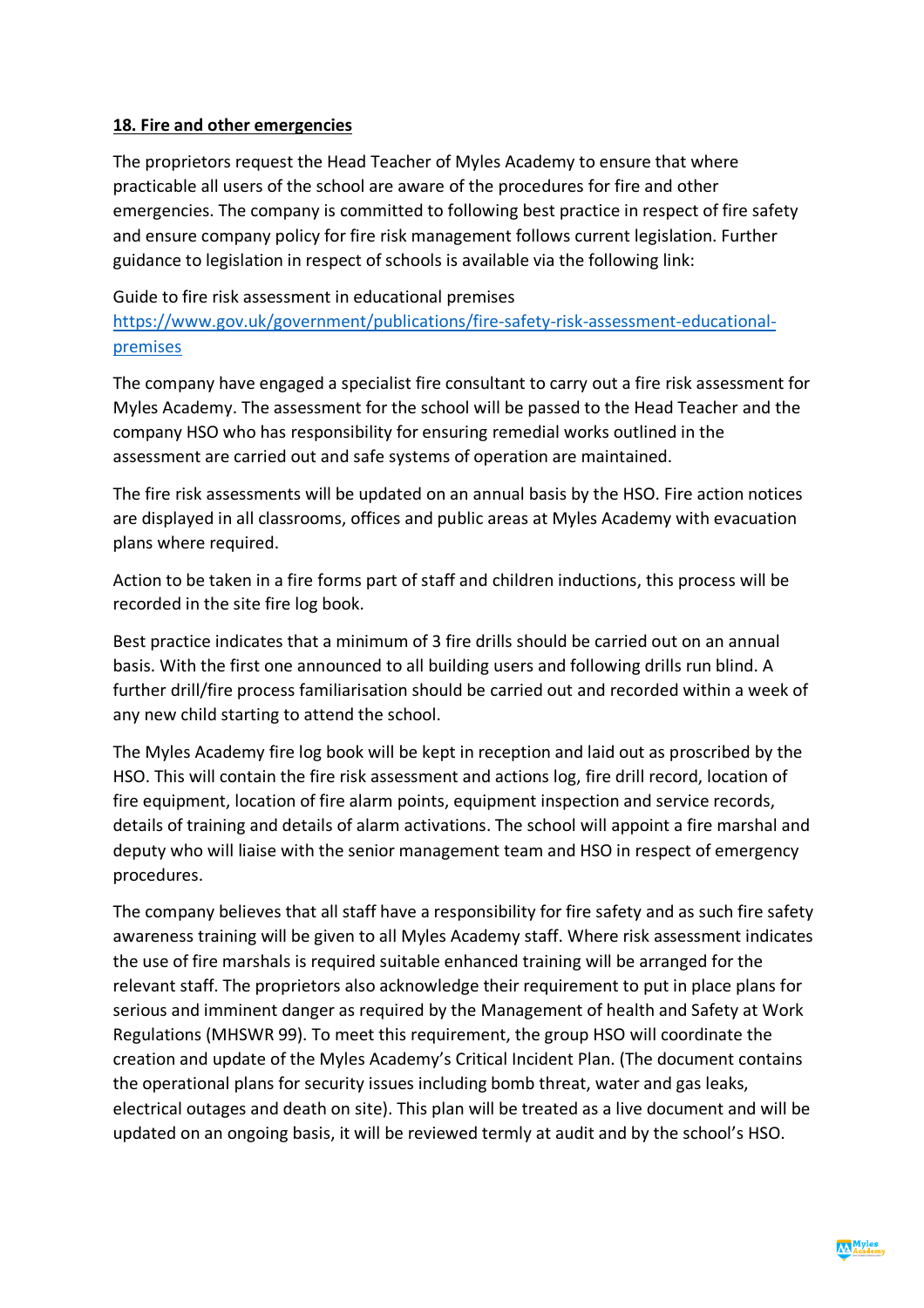## 18. Fire and other emergencies

The proprietors request the Head Teacher of Myles Academy to ensure that where practicable all users of the school are aware of the procedures for fire and other emergencies. The company is committed to following best practice in respect of fire safety and ensure company policy for fire risk management follows current legislation. Further guidance to legislation in respect of schools is available via the following link:

Guide to fire risk assessment in educational premises
[https://www.gov.uk/government/publications/fire-safety-risk-assessment-educational-premises](https://www.gov.uk/government/publications/fire-safety-risk-assessment-educational-premises)

The company have engaged a specialist fire consultant to carry out a fire risk assessment for Myles Academy. The assessment for the school will be passed to the Head Teacher and the company HSO who has responsibility for ensuring remedial works outlined in the assessment are carried out and safe systems of operation are maintained.

The fire risk assessments will be updated on an annual basis by the HSO. Fire action notices are displayed in all classrooms, offices and public areas at Myles Academy with evacuation plans where required.

Action to be taken in a fire forms part of staff and children inductions, this process will be recorded in the site fire log book.

Best practice indicates that a minimum of 3 fire drills should be carried out on an annual basis. With the first one announced to all building users and following drills run blind. A further drill/fire process familiarisation should be carried out and recorded within a week of any new child starting to attend the school.

The Myles Academy fire log book will be kept in reception and laid out as proscribed by the HSO. This will contain the fire risk assessment and actions log, fire drill record, location of fire equipment, location of fire alarm points, equipment inspection and service records, details of training and details of alarm activations. The school will appoint a fire marshal and deputy who will liaise with the senior management team and HSO in respect of emergency procedures.

The company believes that all staff have a responsibility for fire safety and as such fire safety awareness training will be given to all Myles Academy staff. Where risk assessment indicates the use of fire marshals is required suitable enhanced training will be arranged for the relevant staff. The proprietors also acknowledge their requirement to put in place plans for serious and imminent danger as required by the Management of health and Safety at Work Regulations (MHSWR 99). To meet this requirement, the group HSO will coordinate the creation and update of the Myles Academy's Critical Incident Plan. (The document contains the operational plans for security issues including bomb threat, water and gas leaks, electrical outages and death on site). This plan will be treated as a live document and will be updated on an ongoing basis, it will be reviewed termly at audit and by the school's HSO.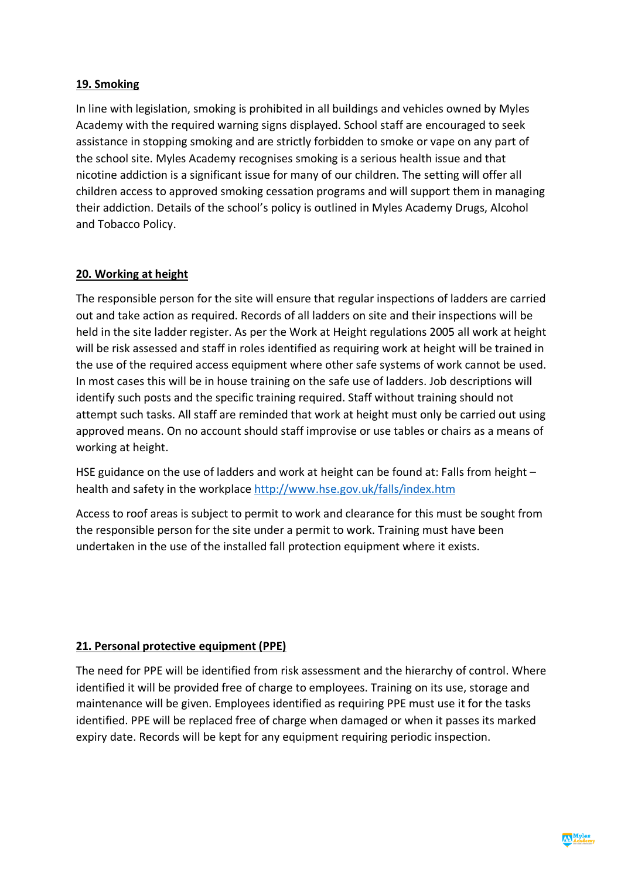## 19. Smoking

In line with legislation, smoking is prohibited in all buildings and vehicles owned by Myles Academy with the required warning signs displayed. School staff are encouraged to seek assistance in stopping smoking and are strictly forbidden to smoke or vape on any part of the school site. Myles Academy recognises smoking is a serious health issue and that nicotine addiction is a significant issue for many of our children. The setting will offer all children access to approved smoking cessation programs and will support them in managing their addiction. Details of the school's policy is outlined in Myles Academy Drugs, Alcohol and Tobacco Policy.

## 20. Working at height

The responsible person for the site will ensure that regular inspections of ladders are carried out and take action as required. Records of all ladders on site and their inspections will be held in the site ladder register. As per the Work at Height regulations 2005 all work at height will be risk assessed and staff in roles identified as requiring work at height will be trained in the use of the required access equipment where other safe systems of work cannot be used. In most cases this will be in house training on the safe use of ladders. Job descriptions will identify such posts and the specific training required. Staff without training should not attempt such tasks. All staff are reminded that work at height must only be carried out using approved means. On no account should staff improvise or use tables or chairs as a means of working at height.

HSE guidance on the use of ladders and work at height can be found at: Falls from height – health and safety in the workplace [http://www.hse.gov.uk/falls/index.htm](http://www.hse.gov.uk/falls/index.htm)

Access to roof areas is subject to permit to work and clearance for this must be sought from the responsible person for the site under a permit to work. Training must have been undertaken in the use of the installed fall protection equipment where it exists.

## 21. Personal protective equipment (PPE)

The need for PPE will be identified from risk assessment and the hierarchy of control. Where identified it will be provided free of charge to employees. Training on its use, storage and maintenance will be given. Employees identified as requiring PPE must use it for the tasks identified. PPE will be replaced free of charge when damaged or when it passes its marked expiry date. Records will be kept for any equipment requiring periodic inspection.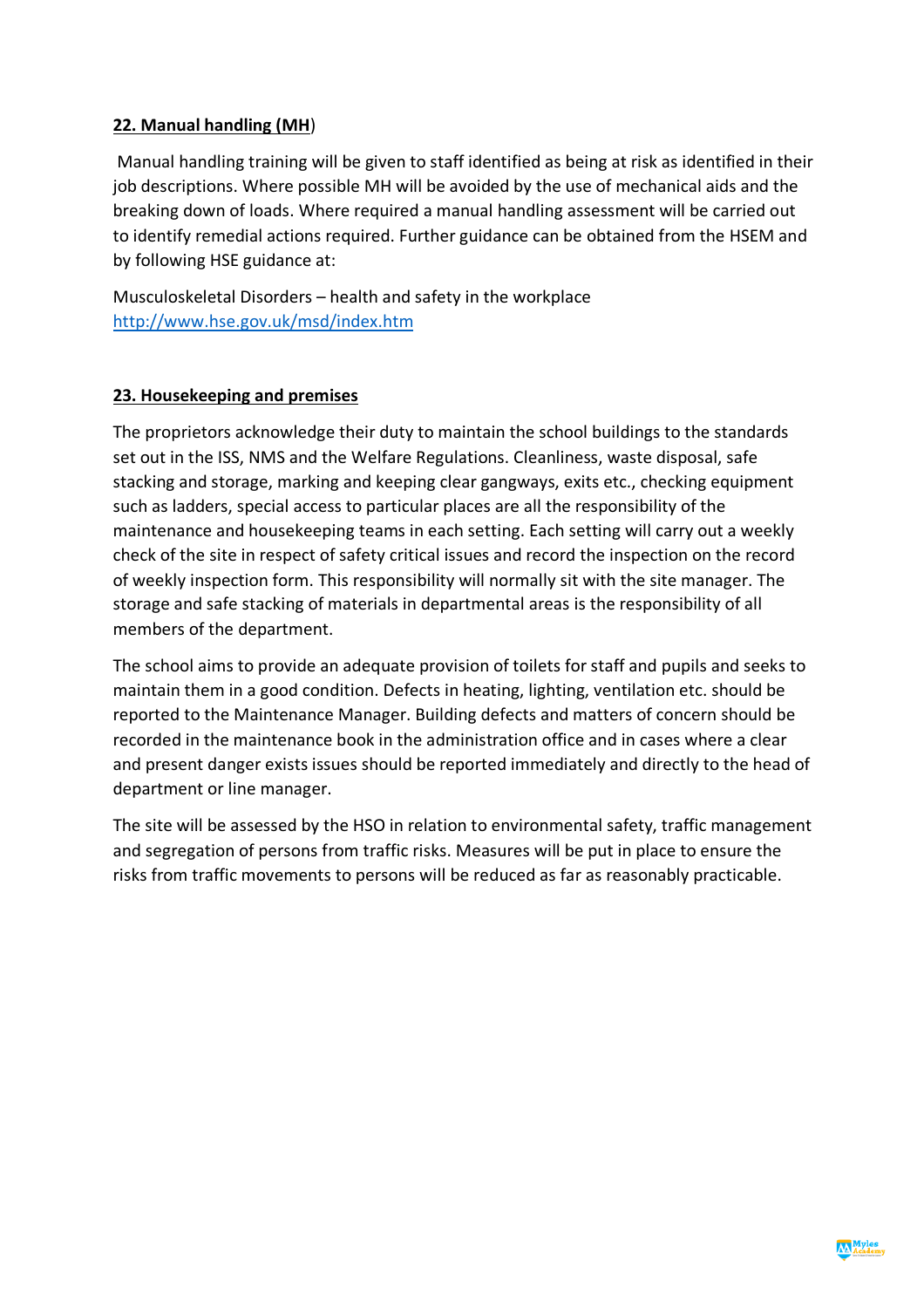**22. Manual handling (MH)**

Manual handling training will be given to staff identified as being at risk as identified in their job descriptions. Where possible MH will be avoided by the use of mechanical aids and the breaking down of loads. Where required a manual handling assessment will be carried out to identify remedial actions required. Further guidance can be obtained from the HSEM and by following HSE guidance at:

Musculoskeletal Disorders – health and safety in the workplace
[http://www.hse.gov.uk/msd/index.htm](http://www.hse.gov.uk/msd/index.htm)

**23. Housekeeping and premises**

The proprietors acknowledge their duty to maintain the school buildings to the standards set out in the ISS, NMS and the Welfare Regulations. Cleanliness, waste disposal, safe stacking and storage, marking and keeping clear gangways, exits etc., checking equipment such as ladders, special access to particular places are all the responsibility of the maintenance and housekeeping teams in each setting. Each setting will carry out a weekly check of the site in respect of safety critical issues and record the inspection on the record of weekly inspection form. This responsibility will normally sit with the site manager. The storage and safe stacking of materials in departmental areas is the responsibility of all members of the department.

The school aims to provide an adequate provision of toilets for staff and pupils and seeks to maintain them in a good condition. Defects in heating, lighting, ventilation etc. should be reported to the Maintenance Manager. Building defects and matters of concern should be recorded in the maintenance book in the administration office and in cases where a clear and present danger exists issues should be reported immediately and directly to the head of department or line manager.

The site will be assessed by the HSO in relation to environmental safety, traffic management and segregation of persons from traffic risks. Measures will be put in place to ensure the risks from traffic movements to persons will be reduced as far as reasonably practicable.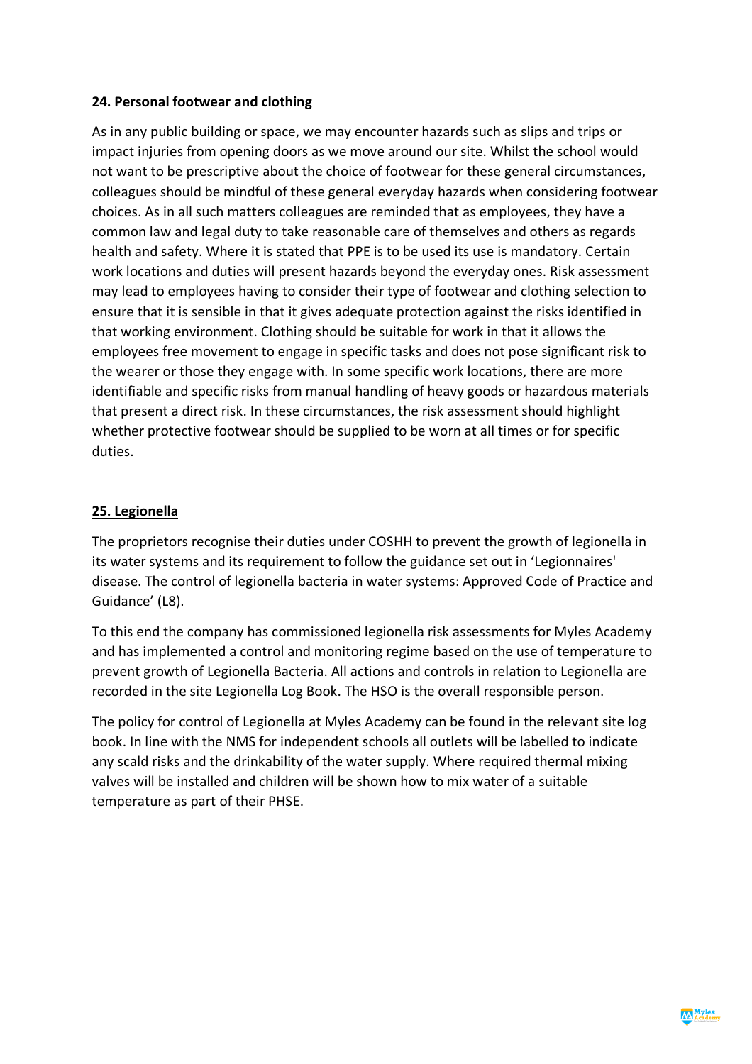## 24. Personal footwear and clothing

As in any public building or space, we may encounter hazards such as slips and trips or impact injuries from opening doors as we move around our site. Whilst the school would not want to be prescriptive about the choice of footwear for these general circumstances, colleagues should be mindful of these general everyday hazards when considering footwear choices. As in all such matters colleagues are reminded that as employees, they have a common law and legal duty to take reasonable care of themselves and others as regards health and safety. Where it is stated that PPE is to be used its use is mandatory. Certain work locations and duties will present hazards beyond the everyday ones. Risk assessment may lead to employees having to consider their type of footwear and clothing selection to ensure that it is sensible in that it gives adequate protection against the risks identified in that working environment. Clothing should be suitable for work in that it allows the employees free movement to engage in specific tasks and does not pose significant risk to the wearer or those they engage with. In some specific work locations, there are more identifiable and specific risks from manual handling of heavy goods or hazardous materials that present a direct risk. In these circumstances, the risk assessment should highlight whether protective footwear should be supplied to be worn at all times or for specific duties.

## 25. Legionella

The proprietors recognise their duties under COSHH to prevent the growth of legionella in its water systems and its requirement to follow the guidance set out in 'Legionnaires' disease. The control of legionella bacteria in water systems: Approved Code of Practice and Guidance' (L8).

To this end the company has commissioned legionella risk assessments for Myles Academy and has implemented a control and monitoring regime based on the use of temperature to prevent growth of Legionella Bacteria. All actions and controls in relation to Legionella are recorded in the site Legionella Log Book. The HSO is the overall responsible person.

The policy for control of Legionella at Myles Academy can be found in the relevant site log book. In line with the NMS for independent schools all outlets will be labelled to indicate any scald risks and the drinkability of the water supply. Where required thermal mixing valves will be installed and children will be shown how to mix water of a suitable temperature as part of their PHSE.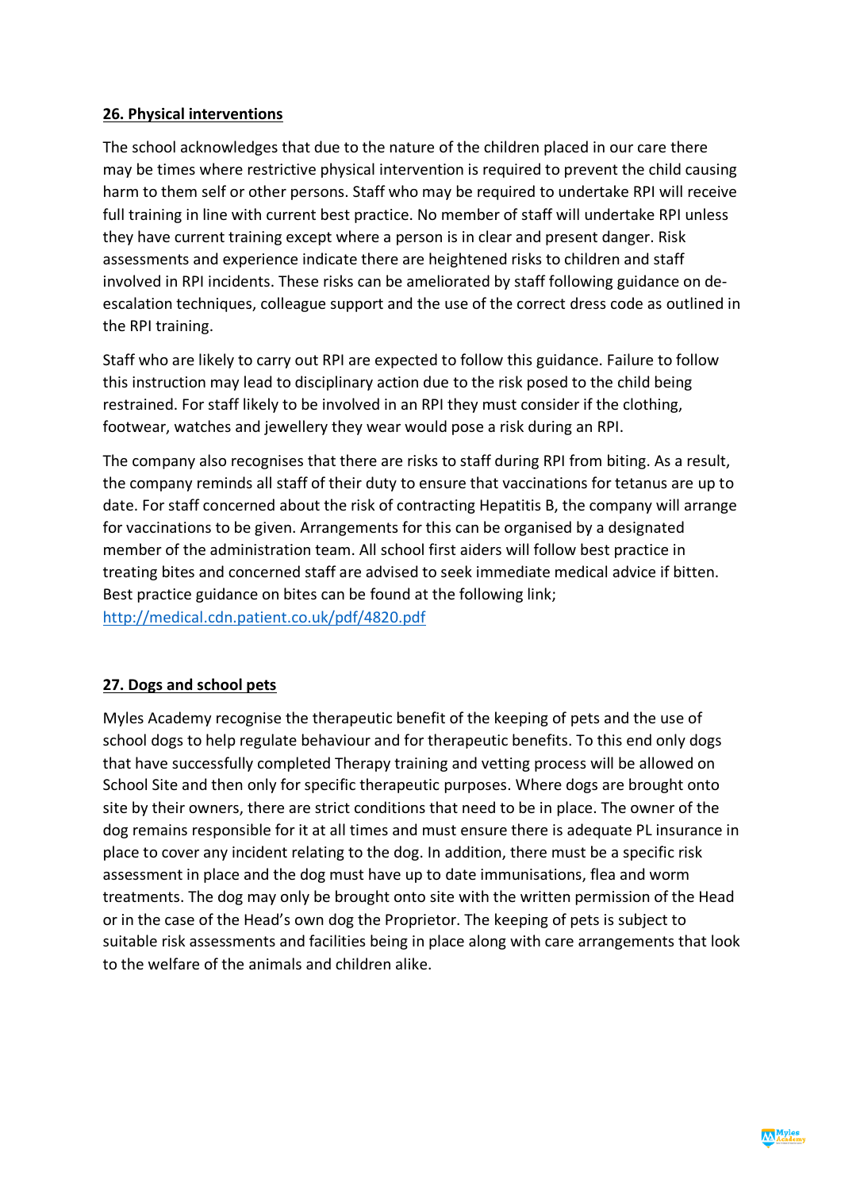## 26. Physical interventions

The school acknowledges that due to the nature of the children placed in our care there may be times where restrictive physical intervention is required to prevent the child causing harm to them self or other persons. Staff who may be required to undertake RPI will receive full training in line with current best practice. No member of staff will undertake RPI unless they have current training except where a person is in clear and present danger. Risk assessments and experience indicate there are heightened risks to children and staff involved in RPI incidents. These risks can be ameliorated by staff following guidance on de-escalation techniques, colleague support and the use of the correct dress code as outlined in the RPI training.

Staff who are likely to carry out RPI are expected to follow this guidance. Failure to follow this instruction may lead to disciplinary action due to the risk posed to the child being restrained. For staff likely to be involved in an RPI they must consider if the clothing, footwear, watches and jewellery they wear would pose a risk during an RPI.

The company also recognises that there are risks to staff during RPI from biting. As a result, the company reminds all staff of their duty to ensure that vaccinations for tetanus are up to date. For staff concerned about the risk of contracting Hepatitis B, the company will arrange for vaccinations to be given. Arrangements for this can be organised by a designated member of the administration team. All school first aiders will follow best practice in treating bites and concerned staff are advised to seek immediate medical advice if bitten. Best practice guidance on bites can be found at the following link; [http://medical.cdn.patient.co.uk/pdf/4820.pdf](http://medical.cdn.patient.co.uk/pdf/4820.pdf)

## 27. Dogs and school pets

Myles Academy recognise the therapeutic benefit of the keeping of pets and the use of school dogs to help regulate behaviour and for therapeutic benefits. To this end only dogs that have successfully completed Therapy training and vetting process will be allowed on School Site and then only for specific therapeutic purposes. Where dogs are brought onto site by their owners, there are strict conditions that need to be in place. The owner of the dog remains responsible for it at all times and must ensure there is adequate PL insurance in place to cover any incident relating to the dog. In addition, there must be a specific risk assessment in place and the dog must have up to date immunisations, flea and worm treatments. The dog may only be brought onto site with the written permission of the Head or in the case of the Head's own dog the Proprietor. The keeping of pets is subject to suitable risk assessments and facilities being in place along with care arrangements that look to the welfare of the animals and children alike.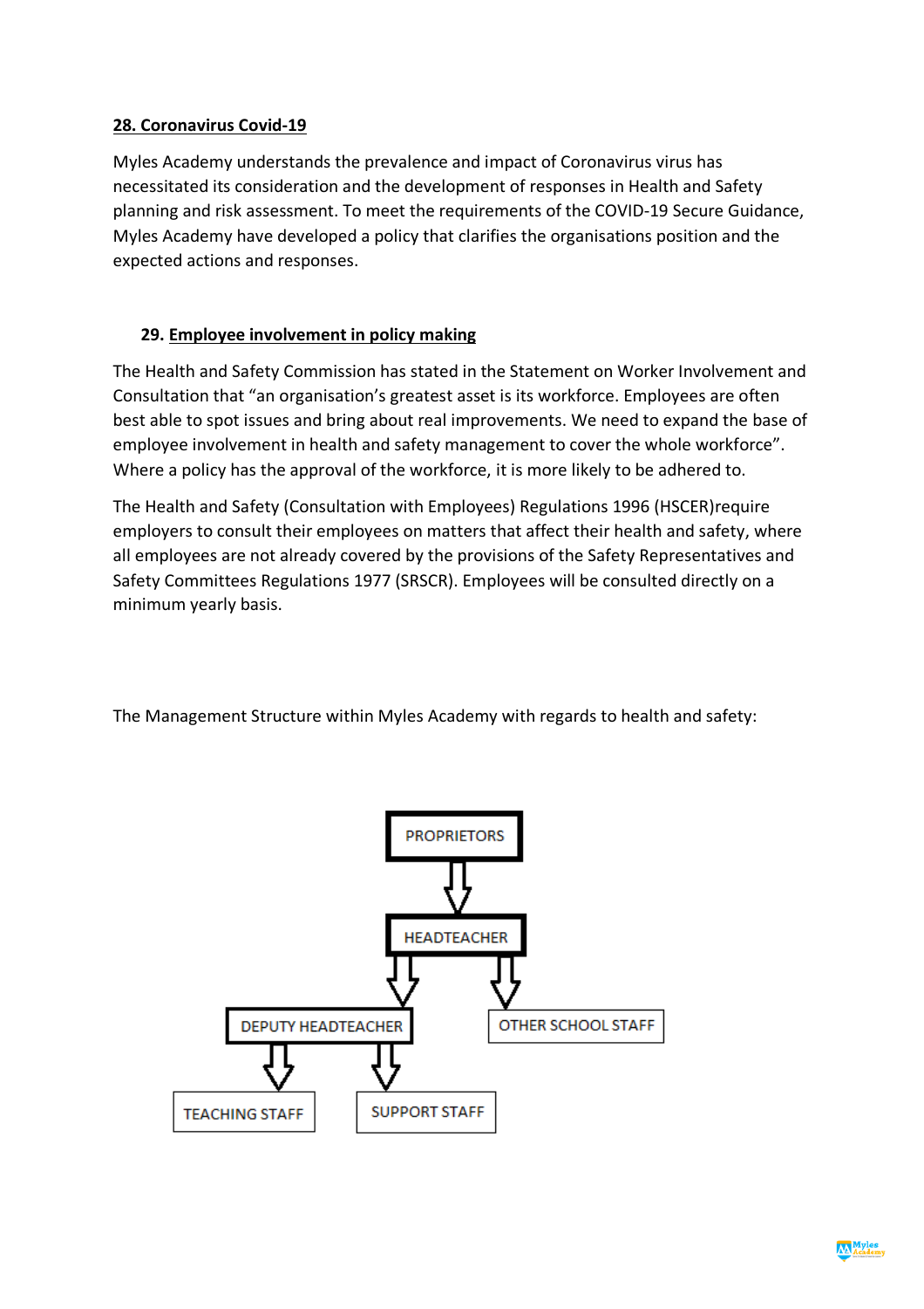## 28. Coronavirus Covid-19

Myles Academy understands the prevalence and impact of Coronavirus virus has necessitated its consideration and the development of responses in Health and Safety planning and risk assessment. To meet the requirements of the COVID-19 Secure Guidance, Myles Academy have developed a policy that clarifies the organisations position and the expected actions and responses.

## 29. Employee involvement in policy making

The Health and Safety Commission has stated in the Statement on Worker Involvement and Consultation that "an organisation's greatest asset is its workforce. Employees are often best able to spot issues and bring about real improvements. We need to expand the base of employee involvement in health and safety management to cover the whole workforce". Where a policy has the approval of the workforce, it is more likely to be adhered to.

The Health and Safety (Consultation with Employees) Regulations 1996 (HSCER)require employers to consult their employees on matters that affect their health and safety, where all employees are not already covered by the provisions of the Safety Representatives and Safety Committees Regulations 1977 (SRSCR). Employees will be consulted directly on a minimum yearly basis.

The Management Structure within Myles Academy with regards to health and safety:

PROPRIETORS

HEADTEACHER

DEPUTY HEADTEACHER

OTHER SCHOOL STAFF

TEACHING STAFF

SUPPORT STAFF